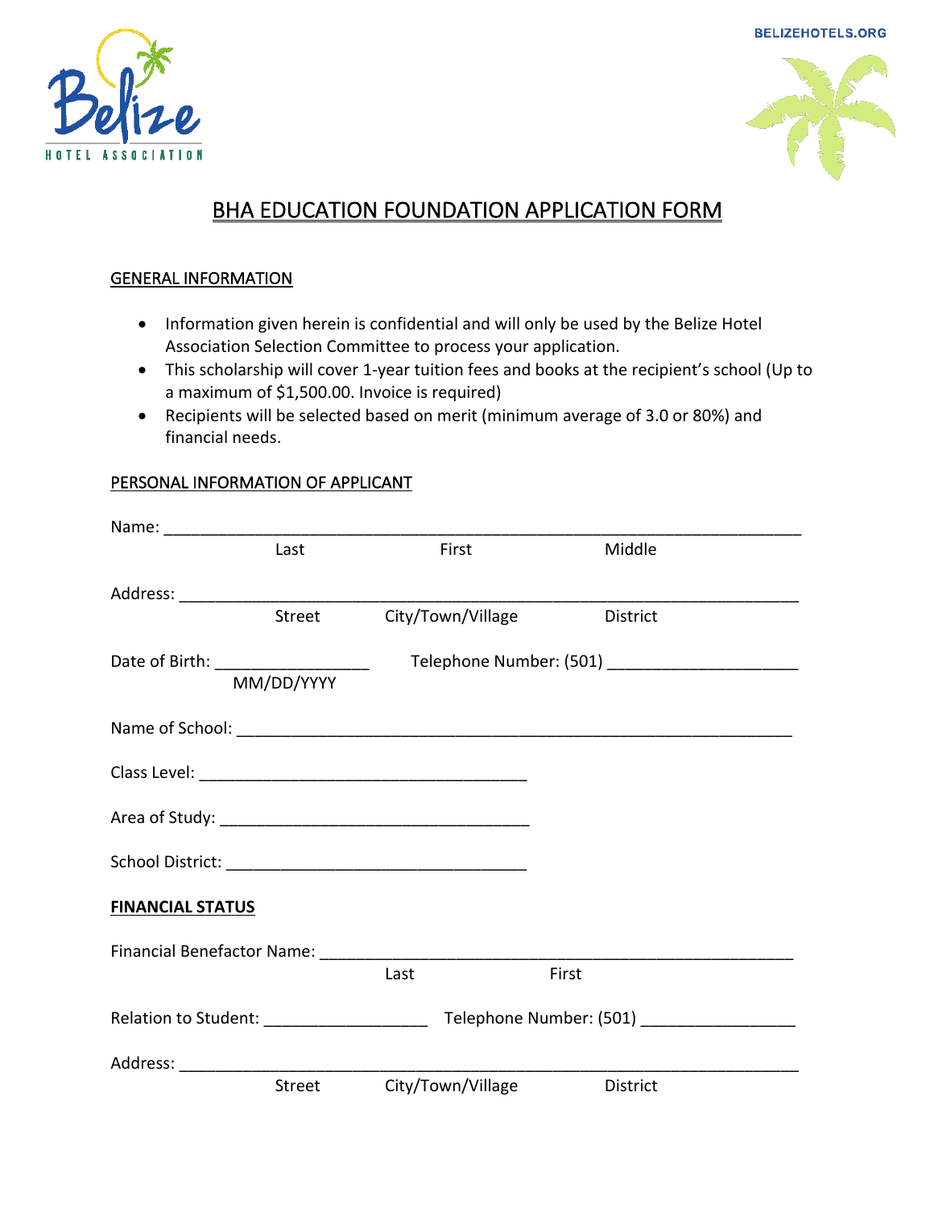BELIZEHOTELS.ORG

# BHA EDUCATION FOUNDATION APPLICATION FORM

## GENERAL INFORMATION

- Information given herein is confidential and will only be used by the Belize Hotel Association Selection Committee to process your application.
- This scholarship will cover 1-year tuition fees and books at the recipient's school (Up to a maximum of $1,500.00. Invoice is required)
- Recipients will be selected based on merit (minimum average of 3.0 or 80%) and financial needs.

## PERSONAL INFORMATION OF APPLICANT

Name: ___________________________________________________________________________
Last First Middle

Address: _________________________________________________________________________
Street City/Town/Village District

Date of Birth: _________________ Telephone Number: (501) _____________________
MM/DD/YYYY

Name of School: ______________________________________________________________

Class Level: _____________________________________

Area of Study: ___________________________________

School District: _________________________________

## **FINANCIAL STATUS**

Financial Benefactor Name: ____________________________________________________
Last First

Relation to Student: __________________ Telephone Number: (501) ________________

Address: _________________________________________________________________________
Street City/Town/Village District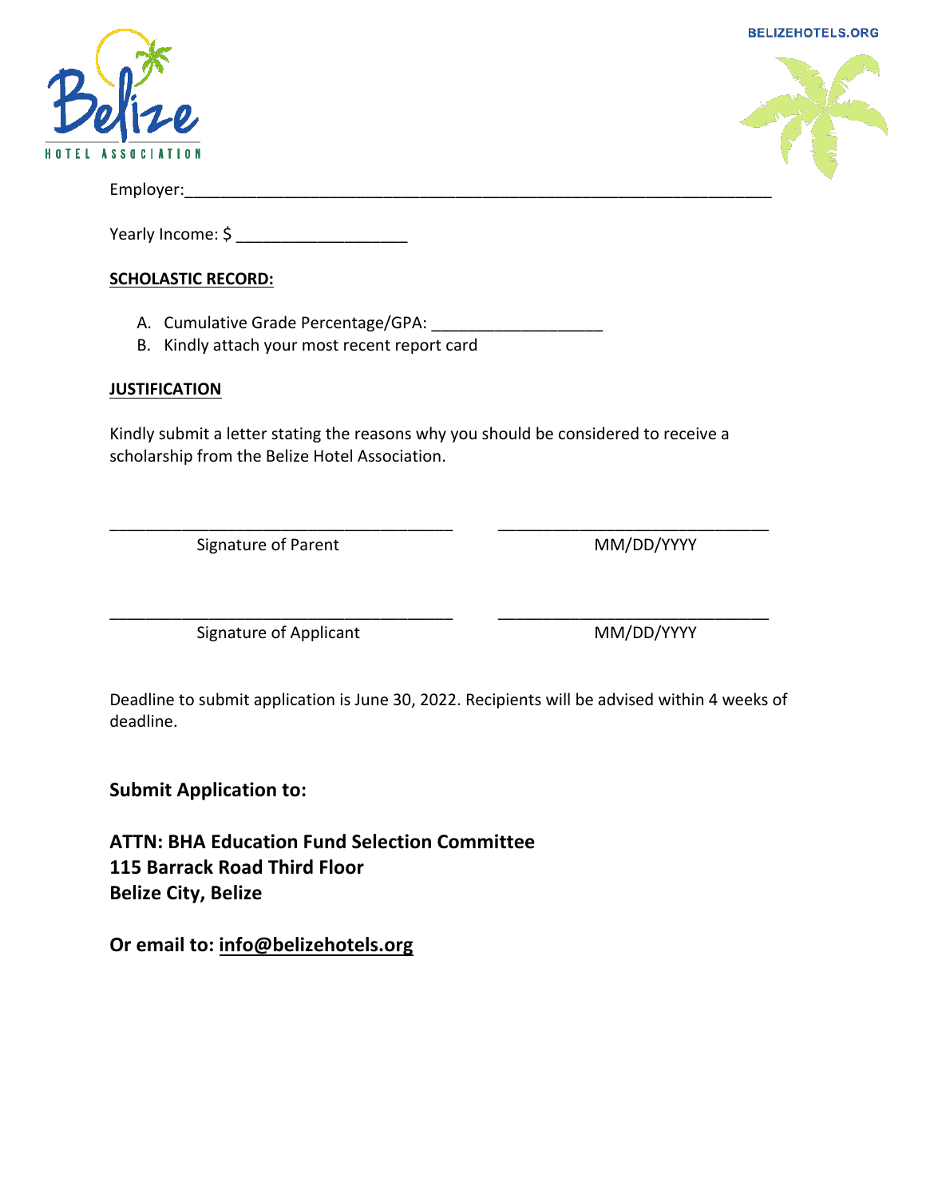Employer:_____________________________________________________________________

Yearly Income: $ ___________________

**SCHOLASTIC RECORD:**

A. Cumulative Grade Percentage/GPA: ___________________
B. Kindly attach your most recent report card

**JUSTIFICATION**

Kindly submit a letter stating the reasons why you should be considered to receive a scholarship from the Belize Hotel Association.

_______________________________________ _______________________________
Signature of Parent MM/DD/YYYY

_______________________________________ _______________________________
Signature of Applicant MM/DD/YYYY

Deadline to submit application is June 30, 2022. Recipients will be advised within 4 weeks of deadline.

**Submit Application to:**

**ATTN: BHA Education Fund Selection Committee**
**115 Barrack Road Third Floor**
**Belize City, Belize**

**Or email to: info@belizehotels.org**